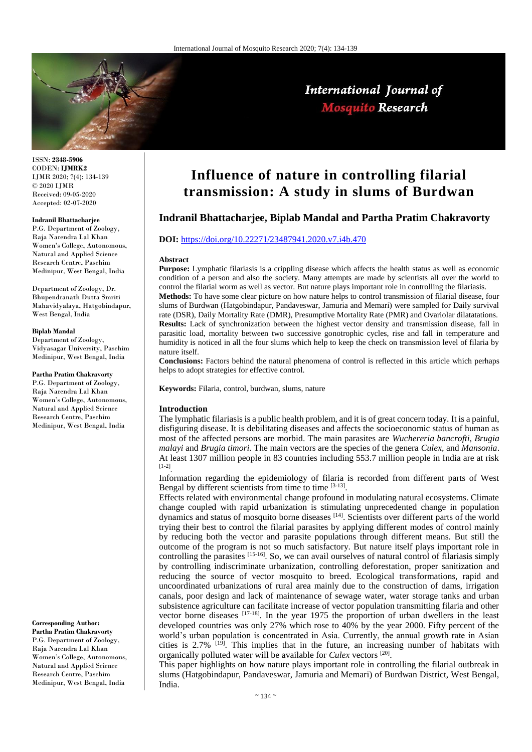International Journal of Mosquito Research

ISSN: **2348-5906**
CODEN: **IJMRK2**
IJMR 2020; 7(4): 134-139
© 2020 IJMR
Received: 09-05-2020
Accepted: 02-07-2020

**Indranil Bhattacharjee**
P.G. Department of Zoology, Raja Narendra Lal Khan Women's College, Autonomous, Natural and Applied Science Research Centre, Paschim Medinipur, West Bengal, India

Department of Zoology, Dr. Bhupendranath Dutta Smriti Mahavidyalaya, Hatgobindapur, West Bengal, India

**Biplab Mandal**
Department of Zoology, Vidyasagar University, Paschim Medinipur, West Bengal, India

**Partha Pratim Chakravorty**
P.G. Department of Zoology, Raja Narendra Lal Khan Women's College, Autonomous, Natural and Applied Science Research Centre, Paschim Medinipur, West Bengal, India

**Corresponding Author:**
**Partha Pratim Chakravorty**
P.G. Department of Zoology, Raja Narendra Lal Khan Women's College, Autonomous, Natural and Applied Science Research Centre, Paschim Medinipur, West Bengal, India

# Influence of nature in controlling filarial transmission: A study in slums of Burdwan

## Indranil Bhattacharjee, Biplab Mandal and Partha Pratim Chakravorty

**DOI:** https://doi.org/10.22271/23487941.2020.v7.i4b.470

### Abstract

**Purpose:** Lymphatic filariasis is a crippling disease which affects the health status as well as economic condition of a person and also the society. Many attempts are made by scientists all over the world to control the filarial worm as well as vector. But nature plays important role in controlling the filariasis.

**Methods:** To have some clear picture on how nature helps to control transmission of filarial disease, four slums of Burdwan (Hatgobindapur, Pandaveswar, Jamuria and Memari) were sampled for Daily survival rate (DSR), Daily Mortality Rate (DMR), Presumptive Mortality Rate (PMR) and Ovariolar dilatatations.

**Results:** Lack of synchronization between the highest vector density and transmission disease, fall in parasitic load, mortality between two successive gonotrophic cycles, rise and fall in temperature and humidity is noticed in all the four slums which help to keep the check on transmission level of filaria by nature itself.

**Conclusions:** Factors behind the natural phenomena of control is reflected in this article which perhaps helps to adopt strategies for effective control.

**Keywords:** Filaria, control, burdwan, slums, nature

### Introduction

The lymphatic filariasis is a public health problem, and it is of great concern today. It is a painful, disfiguring disease. It is debilitating diseases and affects the socioeconomic status of human as most of the affected persons are morbid. The main parasites are *Wuchereria bancrofti, Brugia malayi* and *Brugia timori.* The main vectors are the species of the genera *Culex*, and *Mansonia*. At least 1307 million people in 83 countries including 553.7 million people in India are at risk [1-2].

Information regarding the epidemiology of filaria is recorded from different parts of West Bengal by different scientists from time to time [3-13].

Effects related with environmental change profound in modulating natural ecosystems. Climate change coupled with rapid urbanization is stimulating unprecedented change in population dynamics and status of mosquito borne diseases [14]. Scientists over different parts of the world trying their best to control the filarial parasites by applying different modes of control mainly by reducing both the vector and parasite populations through different means. But still the outcome of the program is not so much satisfactory. But nature itself plays important role in controlling the parasites [15-16]. So, we can avail ourselves of natural control of filariasis simply by controlling indiscriminate urbanization, controlling deforestation, proper sanitization and reducing the source of vector mosquito to breed. Ecological transformations, rapid and uncoordinated urbanizations of rural area mainly due to the construction of dams, irrigation canals, poor design and lack of maintenance of sewage water, water storage tanks and urban subsistence agriculture can facilitate increase of vector population transmitting filaria and other vector borne diseases [17-18]. In the year 1975 the proportion of urban dwellers in the least developed countries was only 27% which rose to 40% by the year 2000. Fifty percent of the world's urban population is concentrated in Asia. Currently, the annual growth rate in Asian cities is 2.7% [19]. This implies that in the future, an increasing number of habitats with organically polluted water will be available for *Culex* vectors [20].

This paper highlights on how nature plays important role in controlling the filarial outbreak in slums (Hatgobindapur, Pandaveswar, Jamuria and Memari) of Burdwan District, West Bengal, India.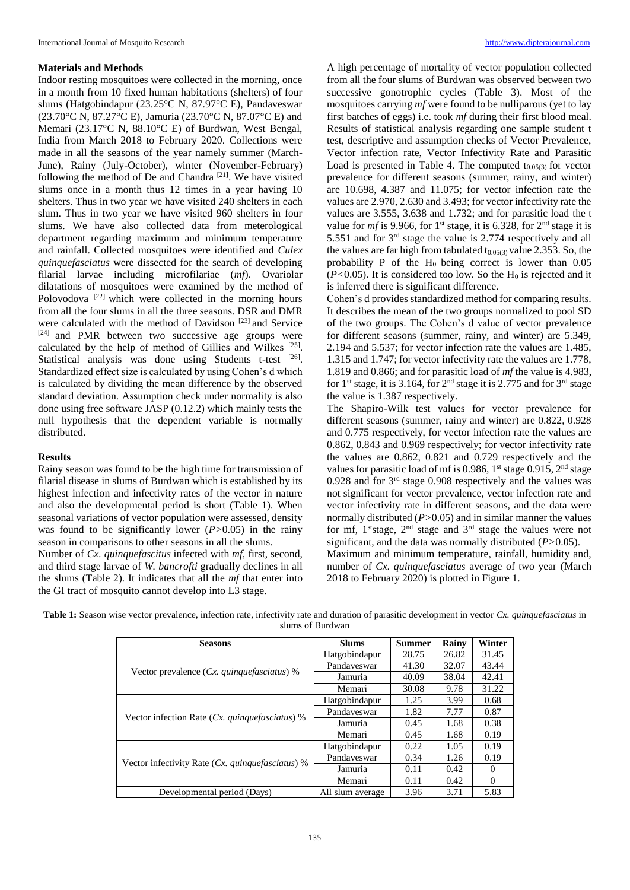## Materials and Methods

Indoor resting mosquitoes were collected in the morning, once in a month from 10 fixed human habitations (shelters) of four slums (Hatgobindapur (23.25°C N, 87.97°C E), Pandaveswar (23.70°C N, 87.27°C E), Jamuria (23.70°C N, 87.07°C E) and Memari (23.17°C N, 88.10°C E) of Burdwan, West Bengal, India from March 2018 to February 2020. Collections were made in all the seasons of the year namely summer (March-June), Rainy (July-October), winter (November-February) following the method of De and Chandra [21]. We have visited slums once in a month thus 12 times in a year having 10 shelters. Thus in two year we have visited 240 shelters in each slum. Thus in two year we have visited 960 shelters in four slums. We have also collected data from meterological department regarding maximum and minimum temperature and rainfall. Collected mosquitoes were identified and *Culex quinquefasciatus* were dissected for the search of developing filarial larvae including microfilariae (*mf*). Ovariolar dilatations of mosquitoes were examined by the method of Polovodova [22] which were collected in the morning hours from all the four slums in all the three seasons. DSR and DMR were calculated with the method of Davidson [23] and Service [24] and PMR between two successive age groups were calculated by the help of method of Gillies and Wilkes [25]. Statistical analysis was done using Students t-test [26]. Standardized effect size is calculated by using Cohen's d which is calculated by dividing the mean difference by the observed standard deviation. Assumption check under normality is also done using free software JASP (0.12.2) which mainly tests the null hypothesis that the dependent variable is normally distributed.

## Results

Rainy season was found to be the high time for transmission of filarial disease in slums of Burdwan which is established by its highest infection and infectivity rates of the vector in nature and also the developmental period is short (Table 1). When seasonal variations of vector population were assessed, density was found to be significantly lower ($P>0.05$) in the rainy season in comparisons to other seasons in all the slums.

Number of *Cx. quinquefascitus* infected with *mf*, first, second, and third stage larvae of *W. bancrofti* gradually declines in all the slums (Table 2). It indicates that all the *mf* that enter into the GI tract of mosquito cannot develop into L3 stage.

A high percentage of mortality of vector population collected from all the four slums of Burdwan was observed between two successive gonotrophic cycles (Table 3). Most of the mosquitoes carrying *mf* were found to be nulliparous (yet to lay first batches of eggs) i.e. took *mf* during their first blood meal. Results of statistical analysis regarding one sample student t test, descriptive and assumption checks of Vector Prevalence, Vector infection rate, Vector Infectivity Rate and Parasitic Load is presented in Table 4. The computed $t_{0.05(3)}$ for vector prevalence for different seasons (summer, rainy, and winter) are 10.698, 4.387 and 11.075; for vector infection rate the values are 2.970, 2.630 and 3.493; for vector infectivity rate the values are 3.555, 3.638 and 1.732; and for parasitic load the t value for *mf* is 9.966, for 1st stage, it is 6.328, for 2nd stage it is 5.551 and for 3rd stage the value is 2.774 respectively and all the values are far high from tabulated $t_{0.05(3)}$ value 2.353. So, the probability P of the $H_0$ being correct is lower than 0.05 ($P<0.05$). It is considered too low. So the $H_0$ is rejected and it is inferred there is significant difference.

Cohen's d provides standardized method for comparing results. It describes the mean of the two groups normalized to pool SD of the two groups. The Cohen's d value of vector prevalence for different seasons (summer, rainy, and winter) are 5.349, 2.194 and 5.537; for vector infection rate the values are 1.485, 1.315 and 1.747; for vector infectivity rate the values are 1.778, 1.819 and 0.866; and for parasitic load of *mf* the value is 4.983, for 1st stage, it is 3.164, for 2nd stage it is 2.775 and for 3rd stage the value is 1.387 respectively.

The Shapiro-Wilk test values for vector prevalence for different seasons (summer, rainy and winter) are 0.822, 0.928 and 0.775 respectively, for vector infection rate the values are 0.862, 0.843 and 0.969 respectively; for vector infectivity rate the values are 0.862, 0.821 and 0.729 respectively and the values for parasitic load of mf is 0.986, 1st stage 0.915, 2nd stage 0.928 and for 3rd stage 0.908 respectively and the values was not significant for vector prevalence, vector infection rate and vector infectivity rate in different seasons, and the data were normally distributed ($P>0.05$) and in similar manner the values for mf, 1ststage, 2nd stage and 3rd stage the values were not significant, and the data was normally distributed ($P>0.05$).

Maximum and minimum temperature, rainfall, humidity and, number of *Cx. quinquefasciatus* average of two year (March 2018 to February 2020) is plotted in Figure 1.

**Table 1:** Season wise vector prevalence, infection rate, infectivity rate and duration of parasitic development in vector *Cx. quinquefasciatus* in slums of Burdwan

| Seasons | Slums | Summer | Rainy | Winter |
|---|---|---|---|---|
| Vector prevalence (*Cx. quinquefasciatus*) % | Hatgobindapur | 28.75 | 26.82 | 31.45 |
| | Pandaveswar | 41.30 | 32.07 | 43.44 |
| | Jamuria | 40.09 | 38.04 | 42.41 |
| | Memari | 30.08 | 9.78 | 31.22 |
| Vector infection Rate (*Cx. quinquefasciatus*) % | Hatgobindapur | 1.25 | 3.99 | 0.68 |
| | Pandaveswar | 1.82 | 7.77 | 0.87 |
| | Jamuria | 0.45 | 1.68 | 0.38 |
| | Memari | 0.45 | 1.68 | 0.19 |
| Vector infectivity Rate (*Cx. quinquefasciatus*) % | Hatgobindapur | 0.22 | 1.05 | 0.19 |
| | Pandaveswar | 0.34 | 1.26 | 0.19 |
| | Jamuria | 0.11 | 0.42 | 0 |
| | Memari | 0.11 | 0.42 | 0 |
| Developmental period (Days) | All slum average | 3.96 | 3.71 | 5.83 |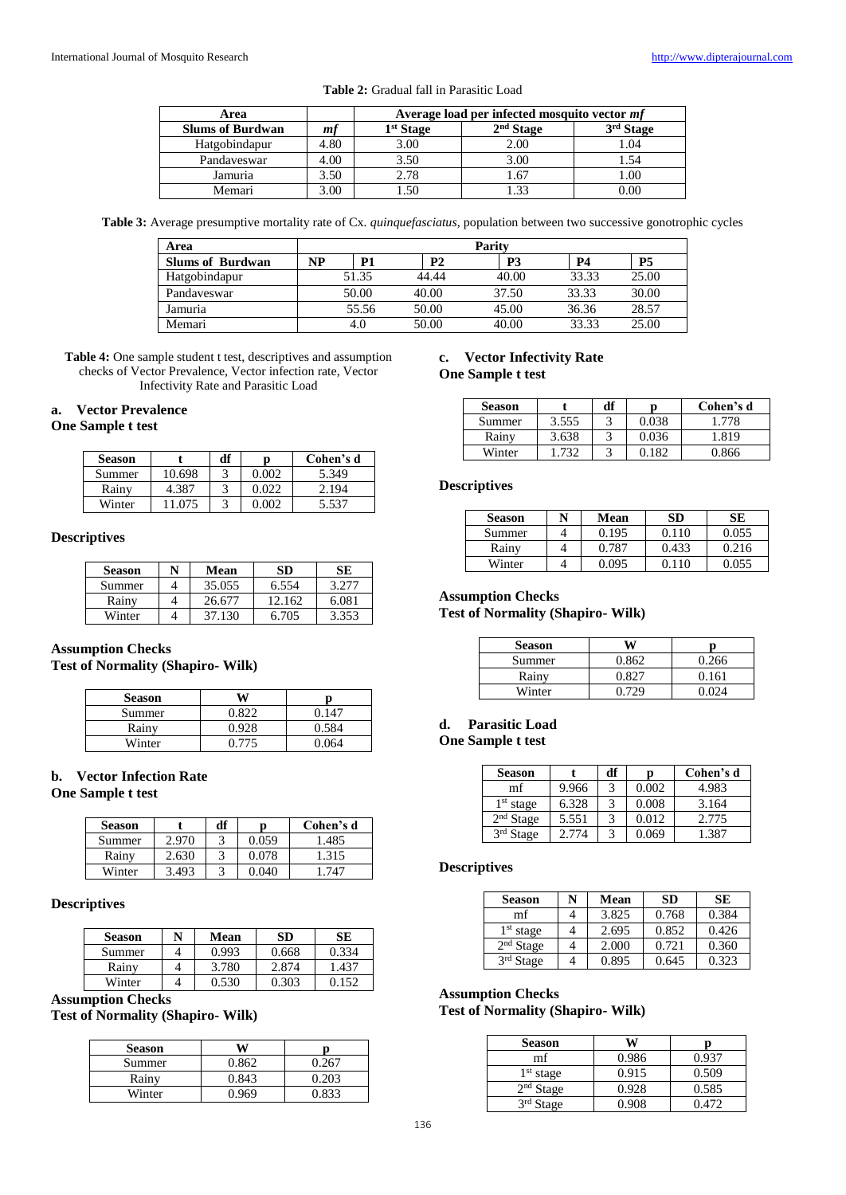**Table 2:** Gradual fall in Parasitic Load

| Area | | Average load per infected mosquito vector *mf* | | |
|---|---|---|---|---|
| **Slums of Burdwan** | ***mf*** | **1st Stage** | **2nd Stage** | **3rd Stage** |
| Hatgobindapur | 4.80 | 3.00 | 2.00 | 1.04 |
| Pandaveswar | 4.00 | 3.50 | 3.00 | 1.54 |
| Jamuria | 3.50 | 2.78 | 1.67 | 1.00 |
| Memari | 3.00 | 1.50 | 1.33 | 0.00 |

**Table 3:** Average presumptive mortality rate of Cx. *quinquefasciatus*, population between two successive gonotrophic cycles

| Area | Parity | | | | | |
|---|---|---|---|---|---|---|
| **Slums of Burdwan** | **NP** | **P1** | **P2** | **P3** | **P4** | **P5** |
| Hatgobindapur | | 51.35 | 44.44 | 40.00 | 33.33 | 25.00 |
| Pandaveswar | | 50.00 | 40.00 | 37.50 | 33.33 | 30.00 |
| Jamuria | | 55.56 | 50.00 | 45.00 | 36.36 | 28.57 |
| Memari | | 4.0 | 50.00 | 40.00 | 33.33 | 25.00 |

**Table 4:** One sample student t test, descriptives and assumption checks of Vector Prevalence, Vector infection rate, Vector Infectivity Rate and Parasitic Load

### a. Vector Prevalence

**One Sample t test**

| Season | t | df | p | Cohen's d |
|---|---|---|---|---|
| Summer | 10.698 | 3 | 0.002 | 5.349 |
| Rainy | 4.387 | 3 | 0.022 | 2.194 |
| Winter | 11.075 | 3 | 0.002 | 5.537 |

**Descriptives**

| Season | N | Mean | SD | SE |
|---|---|---|---|---|
| Summer | 4 | 35.055 | 6.554 | 3.277 |
| Rainy | 4 | 26.677 | 12.162 | 6.081 |
| Winter | 4 | 37.130 | 6.705 | 3.353 |

**Assumption Checks**

**Test of Normality (Shapiro- Wilk)**

| Season | W | p |
|---|---|---|
| Summer | 0.822 | 0.147 |
| Rainy | 0.928 | 0.584 |
| Winter | 0.775 | 0.064 |

### b. Vector Infection Rate

**One Sample t test**

| Season | t | df | p | Cohen's d |
|---|---|---|---|---|
| Summer | 2.970 | 3 | 0.059 | 1.485 |
| Rainy | 2.630 | 3 | 0.078 | 1.315 |
| Winter | 3.493 | 3 | 0.040 | 1.747 |

**Descriptives**

| Season | N | Mean | SD | SE |
|---|---|---|---|---|
| Summer | 4 | 0.993 | 0.668 | 0.334 |
| Rainy | 4 | 3.780 | 2.874 | 1.437 |
| Winter | 4 | 0.530 | 0.303 | 0.152 |

**Assumption Checks**

**Test of Normality (Shapiro- Wilk)**

| Season | W | p |
|---|---|---|
| Summer | 0.862 | 0.267 |
| Rainy | 0.843 | 0.203 |
| Winter | 0.969 | 0.833 |

### c. Vector Infectivity Rate

**One Sample t test**

| Season | t | df | p | Cohen's d |
|---|---|---|---|---|
| Summer | 3.555 | 3 | 0.038 | 1.778 |
| Rainy | 3.638 | 3 | 0.036 | 1.819 |
| Winter | 1.732 | 3 | 0.182 | 0.866 |

**Descriptives**

| Season | N | Mean | SD | SE |
|---|---|---|---|---|
| Summer | 4 | 0.195 | 0.110 | 0.055 |
| Rainy | 4 | 0.787 | 0.433 | 0.216 |
| Winter | 4 | 0.095 | 0.110 | 0.055 |

**Assumption Checks**

**Test of Normality (Shapiro- Wilk)**

| Season | W | p |
|---|---|---|
| Summer | 0.862 | 0.266 |
| Rainy | 0.827 | 0.161 |
| Winter | 0.729 | 0.024 |

### d. Parasitic Load

**One Sample t test**

| Season | t | df | p | Cohen's d |
|---|---|---|---|---|
| mf | 9.966 | 3 | 0.002 | 4.983 |
| 1st stage | 6.328 | 3 | 0.008 | 3.164 |
| 2nd Stage | 5.551 | 3 | 0.012 | 2.775 |
| 3rd Stage | 2.774 | 3 | 0.069 | 1.387 |

**Descriptives**

| Season | N | Mean | SD | SE |
|---|---|---|---|---|
| mf | 4 | 3.825 | 0.768 | 0.384 |
| 1st stage | 4 | 2.695 | 0.852 | 0.426 |
| 2nd Stage | 4 | 2.000 | 0.721 | 0.360 |
| 3rd Stage | 4 | 0.895 | 0.645 | 0.323 |

**Assumption Checks**

**Test of Normality (Shapiro- Wilk)**

| Season | W | p |
|---|---|---|
| mf | 0.986 | 0.937 |
| 1st stage | 0.915 | 0.509 |
| 2nd Stage | 0.928 | 0.585 |
| 3rd Stage | 0.908 | 0.472 |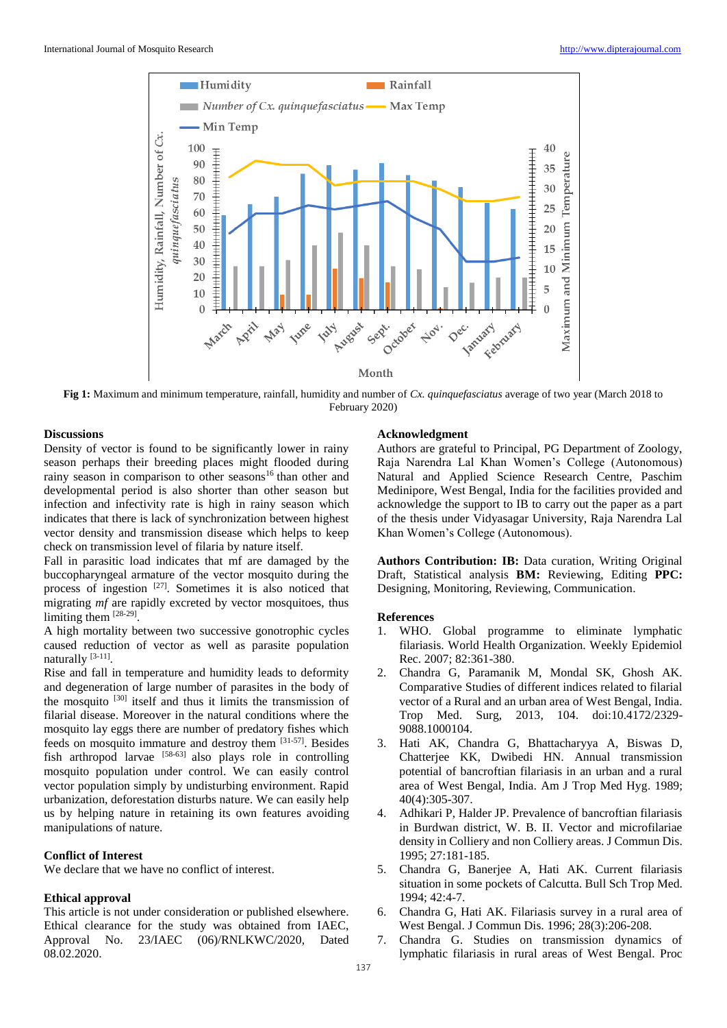Humidity
Rainfall
Number of *Cx. quinquefasciatus*
Max Temp
Min Temp

Humidity, Rainfall, Number of *Cx. quinquefasciatus*

100
90
80
70
60
50
40
30
20
10
0

Maximum and Minimum Temperature

40
35
30
25
20
15
10
5
0

March
April
May
June
July
August
Sept.
October
Nov.
Dec.
January
February

Month

**Fig 1:** Maximum and minimum temperature, rainfall, humidity and number of *Cx. quinquefasciatus* average of two year (March 2018 to February 2020)

## Discussions

Density of vector is found to be significantly lower in rainy season perhaps their breeding places might flooded during rainy season in comparison to other seasons[16] than other and developmental period is also shorter than other season but infection and infectivity rate is high in rainy season which indicates that there is lack of synchronization between highest vector density and transmission disease which helps to keep check on transmission level of filaria by nature itself.

Fall in parasitic load indicates that mf are damaged by the buccopharyngeal armature of the vector mosquito during the process of ingestion [27]. Sometimes it is also noticed that migrating *mf* are rapidly excreted by vector mosquitoes, thus limiting them [28-29].

A high mortality between two successive gonotrophic cycles caused reduction of vector as well as parasite population naturally [3-11].

Rise and fall in temperature and humidity leads to deformity and degeneration of large number of parasites in the body of the mosquito [30] itself and thus it limits the transmission of filarial disease. Moreover in the natural conditions where the mosquito lay eggs there are number of predatory fishes which feeds on mosquito immature and destroy them [31-57]. Besides fish arthropod larvae [58-63] also plays role in controlling mosquito population under control. We can easily control vector population simply by undisturbing environment. Rapid urbanization, deforestation disturbs nature. We can easily help us by helping nature in retaining its own features avoiding manipulations of nature.

## Conflict of Interest

We declare that we have no conflict of interest.

## Ethical approval

This article is not under consideration or published elsewhere. Ethical clearance for the study was obtained from IAEC, Approval No. 23/IAEC (06)/RNLKWC/2020, Dated 08.02.2020.

## Acknowledgment

Authors are grateful to Principal, PG Department of Zoology, Raja Narendra Lal Khan Women's College (Autonomous) Natural and Applied Science Research Centre, Paschim Medinipore, West Bengal, India for the facilities provided and acknowledge the support to IB to carry out the paper as a part of the thesis under Vidyasagar University, Raja Narendra Lal Khan Women's College (Autonomous).

**Authors Contribution: IB:** Data curation, Writing Original Draft, Statistical analysis **BM:** Reviewing, Editing **PPC:** Designing, Monitoring, Reviewing, Communication.

## References

1. WHO. Global programme to eliminate lymphatic filariasis. World Health Organization. Weekly Epidemiol Rec. 2007; 82:361-380.
2. Chandra G, Paramanik M, Mondal SK, Ghosh AK. Comparative Studies of different indices related to filarial vector of a Rural and an urban area of West Bengal, India. Trop Med. Surg, 2013, 104. doi:10.4172/2329-9088.1000104.
3. Hati AK, Chandra G, Bhattacharyya A, Biswas D, Chatterjee KK, Dwibedi HN. Annual transmission potential of bancroftian filariasis in an urban and a rural area of West Bengal, India. Am J Trop Med Hyg. 1989; 40(4):305-307.
4. Adhikari P, Halder JP. Prevalence of bancroftian filariasis in Burdwan district, W. B. II. Vector and microfilariae density in Colliery and non Colliery areas. J Commun Dis. 1995; 27:181-185.
5. Chandra G, Banerjee A, Hati AK. Current filariasis situation in some pockets of Calcutta. Bull Sch Trop Med. 1994; 42:4-7.
6. Chandra G, Hati AK. Filariasis survey in a rural area of West Bengal. J Commun Dis. 1996; 28(3):206-208.
7. Chandra G. Studies on transmission dynamics of lymphatic filariasis in rural areas of West Bengal. Proc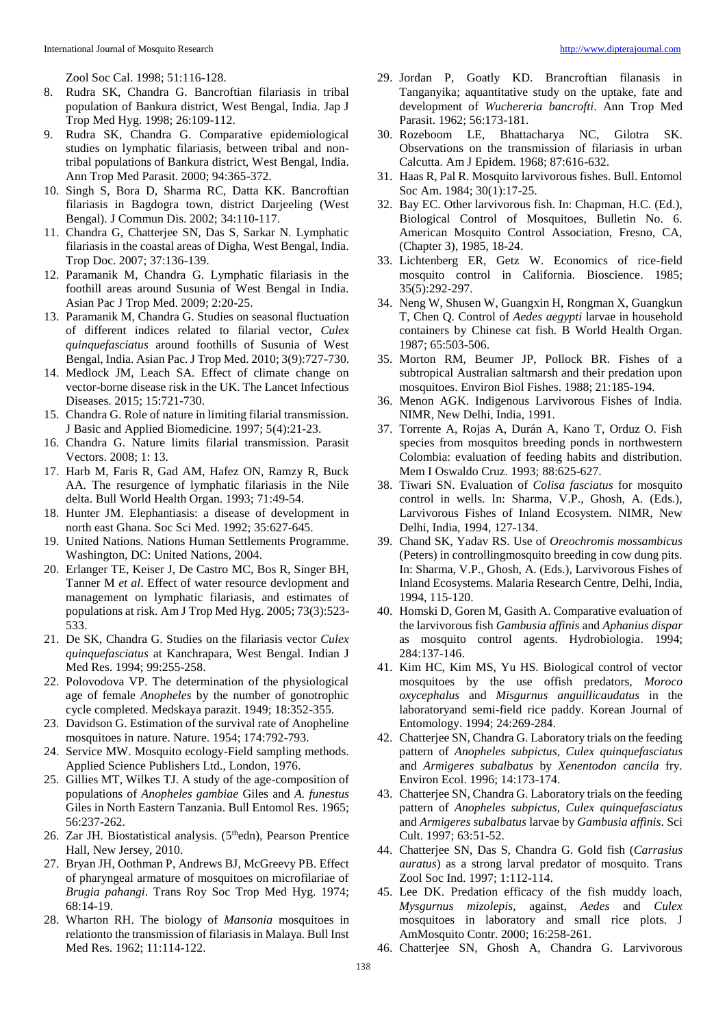Zool Soc Cal. 1998; 51:116-128.

8. Rudra SK, Chandra G. Bancroftian filariasis in tribal population of Bankura district, West Bengal, India. Jap J Trop Med Hyg. 1998; 26:109-112.
9. Rudra SK, Chandra G. Comparative epidemiological studies on lymphatic filariasis, between tribal and non-tribal populations of Bankura district, West Bengal, India. Ann Trop Med Parasit. 2000; 94:365-372.
10. Singh S, Bora D, Sharma RC, Datta KK. Bancroftian filariasis in Bagdogra town, district Darjeeling (West Bengal). J Commun Dis. 2002; 34:110-117.
11. Chandra G, Chatterjee SN, Das S, Sarkar N. Lymphatic filariasis in the coastal areas of Digha, West Bengal, India. Trop Doc. 2007; 37:136-139.
12. Paramanik M, Chandra G. Lymphatic filariasis in the foothill areas around Susunia of West Bengal in India. Asian Pac J Trop Med. 2009; 2:20-25.
13. Paramanik M, Chandra G. Studies on seasonal fluctuation of different indices related to filarial vector, *Culex quinquefasciatus* around foothills of Susunia of West Bengal, India. Asian Pac. J Trop Med. 2010; 3(9):727-730.
14. Medlock JM, Leach SA. Effect of climate change on vector-borne disease risk in the UK. The Lancet Infectious Diseases. 2015; 15:721-730.
15. Chandra G. Role of nature in limiting filarial transmission. J Basic and Applied Biomedicine. 1997; 5(4):21-23.
16. Chandra G. Nature limits filarial transmission. Parasit Vectors. 2008; 1: 13.
17. Harb M, Faris R, Gad AM, Hafez ON, Ramzy R, Buck AA. The resurgence of lymphatic filariasis in the Nile delta. Bull World Health Organ. 1993; 71:49-54.
18. Hunter JM. Elephantiasis: a disease of development in north east Ghana. Soc Sci Med. 1992; 35:627-645.
19. United Nations. Nations Human Settlements Programme. Washington, DC: United Nations, 2004.
20. Erlanger TE, Keiser J, De Castro MC, Bos R, Singer BH, Tanner M *et al*. Effect of water resource devlopment and management on lymphatic filariasis, and estimates of populations at risk. Am J Trop Med Hyg. 2005; 73(3):523-533.
21. De SK, Chandra G. Studies on the filariasis vector *Culex quinquefasciatus* at Kanchrapara, West Bengal. Indian J Med Res. 1994; 99:255-258.
22. Polovodova VP. The determination of the physiological age of female *Anopheles* by the number of gonotrophic cycle completed. Medskaya parazit. 1949; 18:352-355.
23. Davidson G. Estimation of the survival rate of Anopheline mosquitoes in nature. Nature. 1954; 174:792-793.
24. Service MW. Mosquito ecology-Field sampling methods. Applied Science Publishers Ltd., London, 1976.
25. Gillies MT, Wilkes TJ. A study of the age-composition of populations of *Anopheles gambiae* Giles and *A. funestus* Giles in North Eastern Tanzania. Bull Entomol Res. 1965; 56:237-262.
26. Zar JH. Biostatistical analysis. (5[th]edn), Pearson Prentice Hall, New Jersey, 2010.
27. Bryan JH, Oothman P, Andrews BJ, McGreevy PB. Effect of pharyngeal armature of mosquitoes on microfilariae of *Brugia pahangi*. Trans Roy Soc Trop Med Hyg. 1974; 68:14-19.
28. Wharton RH. The biology of *Mansonia* mosquitoes in relationto the transmission of filariasis in Malaya. Bull Inst Med Res. 1962; 11:114-122.
29. Jordan P, Goatly KD. Brancroftian filanasis in Tanganyika; aquantitative study on the uptake, fate and development of *Wuchereria bancrofti*. Ann Trop Med Parasit. 1962; 56:173-181.
30. Rozeboom LE, Bhattacharya NC, Gilotra SK. Observations on the transmission of filariasis in urban Calcutta. Am J Epidem. 1968; 87:616-632.
31. Haas R, Pal R. Mosquito larvivorous fishes. Bull. Entomol Soc Am. 1984; 30(1):17-25.
32. Bay EC. Other larvivorous fish. In: Chapman, H.C. (Ed.), Biological Control of Mosquitoes, Bulletin No. 6. American Mosquito Control Association, Fresno, CA, (Chapter 3), 1985, 18-24.
33. Lichtenberg ER, Getz W. Economics of rice-field mosquito control in California. Bioscience. 1985; 35(5):292-297.
34. Neng W, Shusen W, Guangxin H, Rongman X, Guangkun T, Chen Q. Control of *Aedes aegypti* larvae in household containers by Chinese cat fish. B World Health Organ. 1987; 65:503-506.
35. Morton RM, Beumer JP, Pollock BR. Fishes of a subtropical Australian saltmarsh and their predation upon mosquitoes. Environ Biol Fishes. 1988; 21:185-194.
36. Menon AGK. Indigenous Larvivorous Fishes of India. NIMR, New Delhi, India, 1991.
37. Torrente A, Rojas A, Durán A, Kano T, Orduz O. Fish species from mosquitos breeding ponds in northwestern Colombia: evaluation of feeding habits and distribution. Mem I Oswaldo Cruz. 1993; 88:625-627.
38. Tiwari SN. Evaluation of *Colisa fasciatus* for mosquito control in wells. In: Sharma, V.P., Ghosh, A. (Eds.), Larvivorous Fishes of Inland Ecosystem. NIMR, New Delhi, India, 1994, 127-134.
39. Chand SK, Yadav RS. Use of *Oreochromis mossambicus* (Peters) in controllingmosquito breeding in cow dung pits. In: Sharma, V.P., Ghosh, A. (Eds.), Larvivorous Fishes of Inland Ecosystems. Malaria Research Centre, Delhi, India, 1994, 115-120.
40. Homski D, Goren M, Gasith A. Comparative evaluation of the larvivorous fish *Gambusia affinis* and *Aphanius dispar* as mosquito control agents. Hydrobiologia. 1994; 284:137-146.
41. Kim HC, Kim MS, Yu HS. Biological control of vector mosquitoes by the use offish predators, *Moroco oxycephalus* and *Misgurnus anguillicaudatus* in the laboratoryand semi-field rice paddy. Korean Journal of Entomology. 1994; 24:269-284.
42. Chatterjee SN, Chandra G. Laboratory trials on the feeding pattern of *Anopheles subpictus*, *Culex quinquefasciatus* and *Armigeres subalbatus* by *Xenentodon cancila* fry. Environ Ecol. 1996; 14:173-174.
43. Chatterjee SN, Chandra G. Laboratory trials on the feeding pattern of *Anopheles subpictus*, *Culex quinquefasciatus* and *Armigeres subalbatus* larvae by *Gambusia affinis*. Sci Cult. 1997; 63:51-52.
44. Chatterjee SN, Das S, Chandra G. Gold fish (*Carrasius auratus*) as a strong larval predator of mosquito. Trans Zool Soc Ind. 1997; 1:112-114.
45. Lee DK. Predation efficacy of the fish muddy loach, *Mysgurnus mizolepis*, against, *Aedes* and *Culex* mosquitoes in laboratory and small rice plots. J AmMosquito Contr. 2000; 16:258-261.
46. Chatterjee SN, Ghosh A, Chandra G. Larvivorous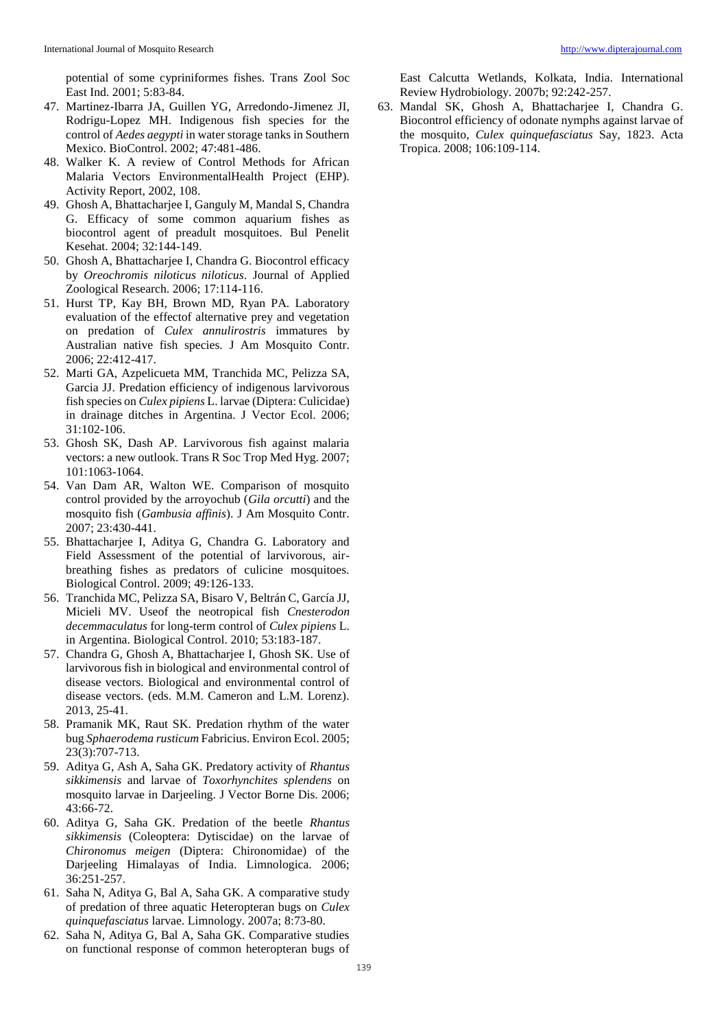potential of some cypriniformes fishes. Trans Zool Soc East Ind. 2001; 5:83-84.

47. Martinez-Ibarra JA, Guillen YG, Arredondo-Jimenez JI, Rodrigu-Lopez MH. Indigenous fish species for the control of *Aedes aegypti* in water storage tanks in Southern Mexico. BioControl. 2002; 47:481-486.
48. Walker K. A review of Control Methods for African Malaria Vectors EnvironmentalHealth Project (EHP). Activity Report, 2002, 108.
49. Ghosh A, Bhattacharjee I, Ganguly M, Mandal S, Chandra G. Efficacy of some common aquarium fishes as biocontrol agent of preadult mosquitoes. Bul Penelit Kesehat. 2004; 32:144-149.
50. Ghosh A, Bhattacharjee I, Chandra G. Biocontrol efficacy by *Oreochromis niloticus niloticus*. Journal of Applied Zoological Research. 2006; 17:114-116.
51. Hurst TP, Kay BH, Brown MD, Ryan PA. Laboratory evaluation of the effectof alternative prey and vegetation on predation of *Culex annulirostris* immatures by Australian native fish species. J Am Mosquito Contr. 2006; 22:412-417.
52. Marti GA, Azpelicueta MM, Tranchida MC, Pelizza SA, Garcia JJ. Predation efficiency of indigenous larvivorous fish species on *Culex pipiens* L. larvae (Diptera: Culicidae) in drainage ditches in Argentina. J Vector Ecol. 2006; 31:102-106.
53. Ghosh SK, Dash AP. Larvivorous fish against malaria vectors: a new outlook. Trans R Soc Trop Med Hyg. 2007; 101:1063-1064.
54. Van Dam AR, Walton WE. Comparison of mosquito control provided by the arroyochub (*Gila orcutti*) and the mosquito fish (*Gambusia affinis*). J Am Mosquito Contr. 2007; 23:430-441.
55. Bhattacharjee I, Aditya G, Chandra G. Laboratory and Field Assessment of the potential of larvivorous, air-breathing fishes as predators of culicine mosquitoes. Biological Control. 2009; 49:126-133.
56. Tranchida MC, Pelizza SA, Bisaro V, Beltrán C, García JJ, Micieli MV. Useof the neotropical fish *Cnesterodon decemmaculatus* for long-term control of *Culex pipiens* L. in Argentina. Biological Control. 2010; 53:183-187.
57. Chandra G, Ghosh A, Bhattacharjee I, Ghosh SK. Use of larvivorous fish in biological and environmental control of disease vectors. Biological and environmental control of disease vectors. (eds. M.M. Cameron and L.M. Lorenz). 2013, 25-41.
58. Pramanik MK, Raut SK. Predation rhythm of the water bug *Sphaerodema rusticum* Fabricius. Environ Ecol. 2005; 23(3):707-713.
59. Aditya G, Ash A, Saha GK. Predatory activity of *Rhantus sikkimensis* and larvae of *Toxorhynchites splendens* on mosquito larvae in Darjeeling. J Vector Borne Dis. 2006; 43:66-72.
60. Aditya G, Saha GK. Predation of the beetle *Rhantus sikkimensis* (Coleoptera: Dytiscidae) on the larvae of *Chironomus meigen* (Diptera: Chironomidae) of the Darjeeling Himalayas of India. Limnologica. 2006; 36:251-257.
61. Saha N, Aditya G, Bal A, Saha GK. A comparative study of predation of three aquatic Heteropteran bugs on *Culex quinquefasciatus* larvae. Limnology. 2007a; 8:73-80.
62. Saha N, Aditya G, Bal A, Saha GK. Comparative studies on functional response of common heteropteran bugs of East Calcutta Wetlands, Kolkata, India. International Review Hydrobiology. 2007b; 92:242-257.
63. Mandal SK, Ghosh A, Bhattacharjee I, Chandra G. Biocontrol efficiency of odonate nymphs against larvae of the mosquito, *Culex quinquefasciatus* Say, 1823. Acta Tropica. 2008; 106:109-114.